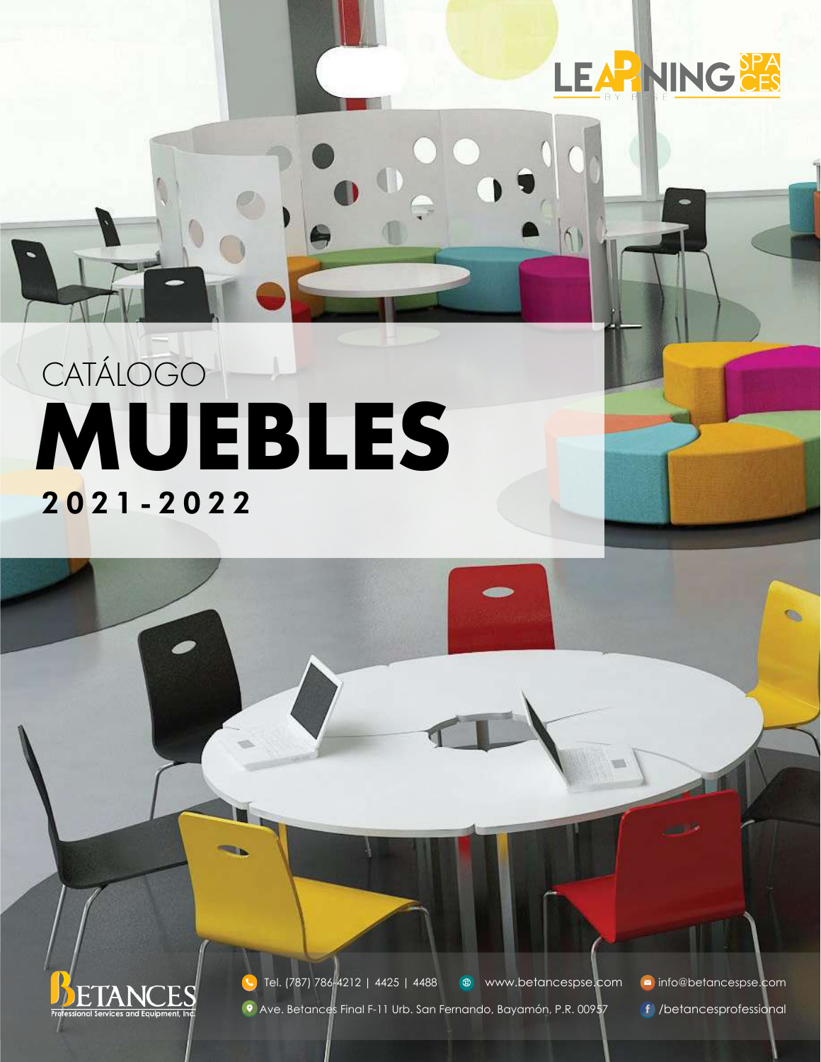LEARNING SPACES

BY BPSE

CATÁLOGO

# MUEBLES

## 2021-2022

BETANCES
Professional Services and Equipment, Inc.

Tel. (787) 786-4212 | 4425 | 4488

www.betancespse.com

info@betancespse.com

Ave. Betances Final F-11 Urb. San Fernando, Bayamón, P.R. 00957

/betancesprofessional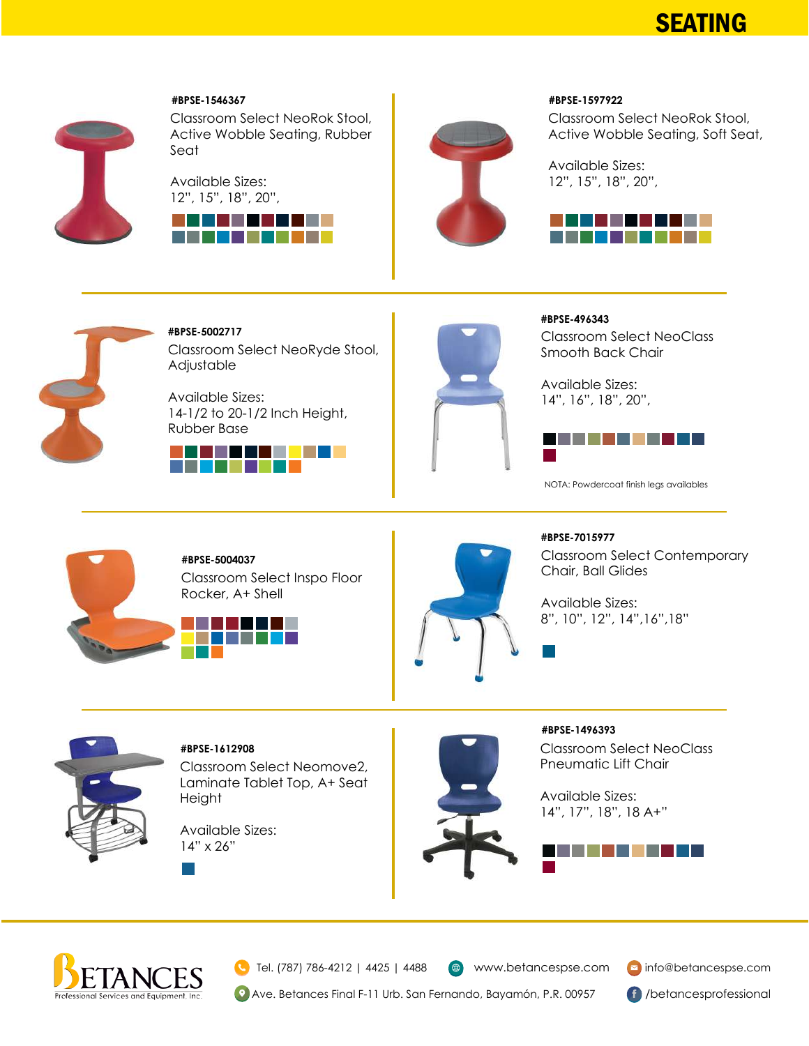# SEATING

**#BPSE-1546367**

Classroom Select NeoRok Stool, Active Wobble Seating, Rubber Seat

Available Sizes:
12", 15", 18", 20",

**#BPSE-1597922**

Classroom Select NeoRok Stool, Active Wobble Seating, Soft Seat,

Available Sizes:
12", 15", 18", 20",

**#BPSE-5002717**

Classroom Select NeoRyde Stool, Adjustable

Available Sizes:
14-1/2 to 20-1/2 Inch Height, Rubber Base

**#BPSE-496343**

Classroom Select NeoClass Smooth Back Chair

Available Sizes:
14", 16", 18", 20",

NOTA: Powdercoat finish legs availables

**#BPSE-5004037**

Classroom Select Inspo Floor Rocker, A+ Shell

**#BPSE-7015977**

Classroom Select Contemporary Chair, Ball Glides

Available Sizes:
8", 10", 12", 14",16",18"

**#BPSE-1612908**

Classroom Select Neomove2, Laminate Tablet Top, A+ Seat Height

Available Sizes:
14" x 26"

**#BPSE-1496393**

Classroom Select NeoClass Pneumatic Lift Chair

Available Sizes:
14", 17", 18", 18 A+"

Tel. (787) 786-4212 | 4425 | 4488
www.betancespse.com
info@betancespse.com
Ave. Betances Final F-11 Urb. San Fernando, Bayamón, P.R. 00957
/betancesprofessional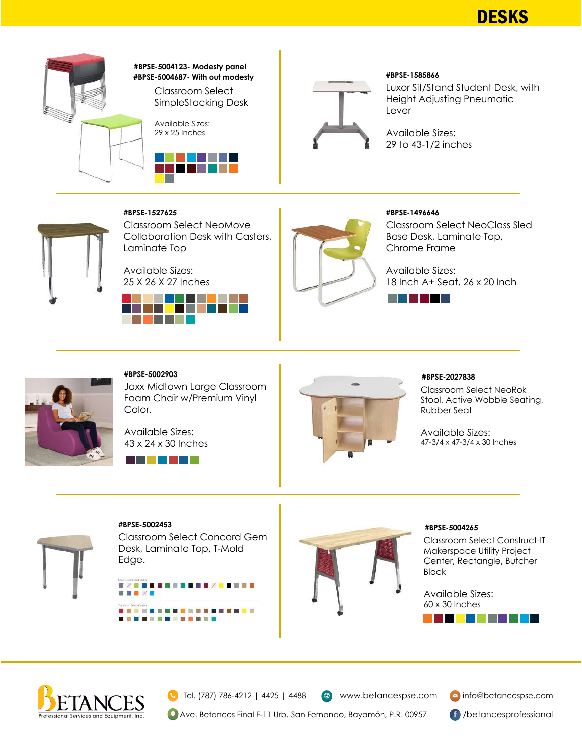# DESKS

**#BPSE-5004123- Modesty panel**
**#BPSE-5004687- With out modesty**

Classroom Select SimpleStacking Desk

Available Sizes:
29 x 25 Inches

**#BPSE-1585866**

Luxor Sit/Stand Student Desk, with Height Adjusting Pneumatic Lever

Available Sizes:
29 to 43-1/2 inches

**#BPSE-1527625**

Classroom Select NeoMove Collaboration Desk with Casters, Laminate Top

Available Sizes:
25 X 26 X 27 Inches

**#BPSE-1496646**

Classroom Select NeoClass Sled Base Desk, Laminate Top, Chrome Frame

Available Sizes:
18 Inch A+ Seat, 26 x 20 Inch

**#BPSE-5002903**

Jaxx Midtown Large Classroom Foam Chair w/Premium Vinyl Color.

Available Sizes:
43 x 24 x 30 Inches

**#BPSE-2027838**

Classroom Select NeoRok Stool, Active Wobble Seating, Rubber Seat

Available Sizes:
47-3/4 x 47-3/4 x 30 Inches

**#BPSE-5002453**

Classroom Select Concord Gem Desk, Laminate Top, T-Mold Edge.

**#BPSE-5004265**

Classroom Select Construct-IT Makerspace Utility Project Center, Rectangle, Butcher Block

Available Sizes:
60 x 30 Inches

BETANCES Professional Services and Equipment, Inc.

Tel. (787) 786-4212 | 4425 | 4488 www.betancespse.com info@betancespse.com

Ave. Betances Final F-11 Urb. San Fernando, Bayamón, P.R. 00957 /betancesprofessional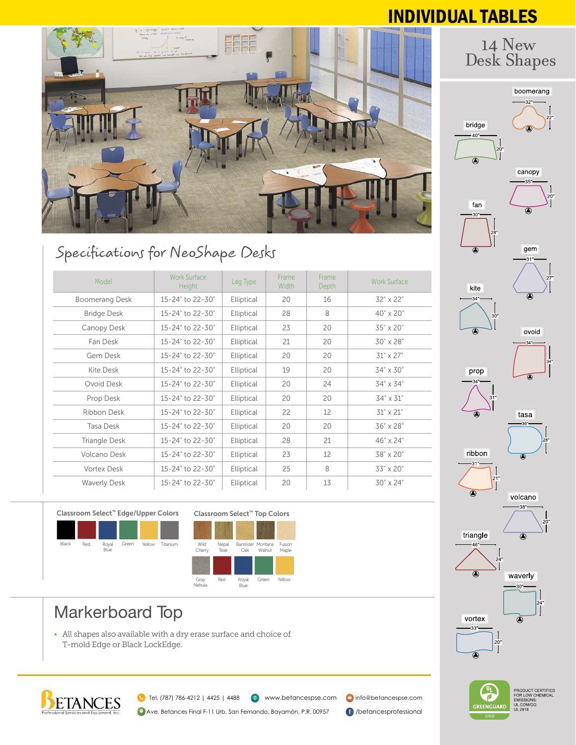# INDIVIDUAL TABLES

## Specifications for NeoShape Desks

| Model | Work Surface Height | Leg Type | Frame Width | Frame Depth | Work Surface |
|---|---|---|---|---|---|
| Boomerang Desk | 15-24" to 22-30" | Elliptical | 20 | 16 | 32" x 22" |
| Bridge Desk | 15-24" to 22-30" | Elliptical | 28 | 8 | 40" x 20" |
| Canopy Desk | 15-24" to 22-30" | Elliptical | 23 | 20 | 35" x 20" |
| Fan Desk | 15-24" to 22-30" | Elliptical | 21 | 20 | 30" x 28" |
| Gem Desk | 15-24" to 22-30" | Elliptical | 20 | 20 | 31" x 27" |
| Kite Desk | 15-24" to 22-30" | Elliptical | 19 | 20 | 34" x 30" |
| Ovoid Desk | 15-24" to 22-30" | Elliptical | 20 | 24 | 34" x 34" |
| Prop Desk | 15-24" to 22-30" | Elliptical | 20 | 20 | 34" x 31" |
| Ribbon Desk | 15-24" to 22-30" | Elliptical | 22 | 12 | 31" x 21" |
| Tasa Desk | 15-24" to 22-30" | Elliptical | 20 | 20 | 36" x 28" |
| Triangle Desk | 15-24" to 22-30" | Elliptical | 28 | 21 | 46" x 24" |
| Volcano Desk | 15-24" to 22-30" | Elliptical | 23 | 12 | 38" x 20" |
| Vortex Desk | 15-24" to 22-30" | Elliptical | 25 | 8 | 33" x 20" |
| Waverly Desk | 15-24" to 22-30" | Elliptical | 20 | 13 | 30" x 24" |

**Classroom Select™ Edge/Upper Colors**

Black, Red, Royal Blue, Green, Yellow, Titanium

**Classroom Select™ Top Colors**

Wild Cherry, Nepal Teak, Bannister Oak, Montana Walnut, Fusion Maple, Gray Nebula, Red, Royal Blue, Green, Yellow

## Markerboard Top

- All shapes also available with a dry erase surface and choice of T-mold Edge or Black LockEdge.

## 14 New Desk Shapes

- boomerang: 32" x 22"
- bridge: 40" x 20"
- canopy: 35" x 20"
- fan: 30" x 28"
- gem: 31" x 27"
- kite: 34" x 30"
- ovoid: 34" x 34"
- prop: 34" x 31"
- tasa: 36" x 28"
- ribbon: 31" x 21"
- volcano: 38" x 20"
- triangle: 46" x 24"
- waverly: 30" x 24"
- vortex: 33" x 20"

GREENGUARD GOLD — PRODUCT CERTIFIED FOR LOW CHEMICAL EMISSIONS: UL.COM/GG UL 2818

BETANCES Professional Services and Equipment, Inc.

Tel. (787) 786-4212 | 4425 | 4488 · www.betancespse.com · info@betancespse.com

Ave. Betances Final F-11 Urb. San Fernando, Bayamón, P.R. 00957 · /betancesprofessional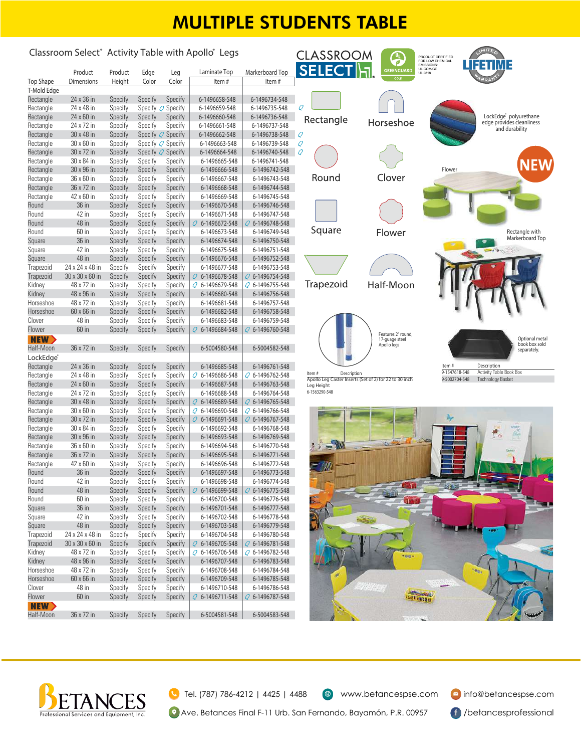# MULTIPLE STUDENTS TABLE

## Classroom Select® Activity Table with Apollo® Legs

| Top Shape | Product Dimensions | Product Height | Edge Color | Leg Color | Laminate Top Item # | Markerboard Top Item # |
|---|---|---|---|---|---|---|
| **T-Mold Edge** | | | | | | |
| Rectangle | 24 x 36 in | Specify | Specify | Specify | 6-1496658-548 | 6-1496734-548 |
| Rectangle | 24 x 48 in | Specify | Specify | Specify | 6-1496659-548 | 6-1496735-548 |
| Rectangle | 24 x 60 in | Specify | Specify | Specify | 6-1496660-548 | 6-1496736-548 |
| Rectangle | 24 x 72 in | Specify | Specify | Specify | 6-1496661-548 | 6-1496737-548 |
| Rectangle | 30 x 48 in | Specify | Specify | Specify | 6-1496662-548 | 6-1496738-548 |
| Rectangle | 30 x 60 in | Specify | Specify | Specify | 6-1496663-548 | 6-1496739-548 |
| Rectangle | 30 x 72 in | Specify | Specify | Specify | 6-1496664-548 | 6-1496740-548 |
| Rectangle | 30 x 84 in | Specify | Specify | Specify | 6-1496665-548 | 6-1496741-548 |
| Rectangle | 30 x 96 in | Specify | Specify | Specify | 6-1496666-548 | 6-1496742-548 |
| Rectangle | 36 x 60 in | Specify | Specify | Specify | 6-1496667-548 | 6-1496743-548 |
| Rectangle | 36 x 72 in | Specify | Specify | Specify | 6-1496668-548 | 6-1496744-548 |
| Rectangle | 42 x 60 in | Specify | Specify | Specify | 6-1496669-548 | 6-1496745-548 |
| Round | 36 in | Specify | Specify | Specify | 6-1496670-548 | 6-1496746-548 |
| Round | 42 in | Specify | Specify | Specify | 6-1496671-548 | 6-1496747-548 |
| Round | 48 in | Specify | Specify | Specify | 6-1496672-548 | 6-1496748-548 |
| Round | 60 in | Specify | Specify | Specify | 6-1496673-548 | 6-1496749-548 |
| Square | 36 in | Specify | Specify | Specify | 6-1496674-548 | 6-1496750-548 |
| Square | 42 in | Specify | Specify | Specify | 6-1496675-548 | 6-1496751-548 |
| Square | 48 in | Specify | Specify | Specify | 6-1496676-548 | 6-1496752-548 |
| Trapezoid | 24 x 24 x 48 in | Specify | Specify | Specify | 6-1496677-548 | 6-1496753-548 |
| Trapezoid | 30 x 30 x 60 in | Specify | Specify | Specify | 6-1496678-548 | 6-1496754-548 |
| Kidney | 48 x 72 in | Specify | Specify | Specify | 6-1496679-548 | 6-1496755-548 |
| Kidney | 48 x 96 in | Specify | Specify | Specify | 6-1496680-548 | 6-1496756-548 |
| Horseshoe | 48 x 72 in | Specify | Specify | Specify | 6-1496681-548 | 6-1496757-548 |
| Horseshoe | 60 x 66 in | Specify | Specify | Specify | 6-1496682-548 | 6-1496758-548 |
| Clover | 48 in | Specify | Specify | Specify | 6-1496683-548 | 6-1496759-548 |
| Flower | 60 in | Specify | Specify | Specify | 6-1496684-548 | 6-1496760-548 |
| **NEW** Half-Moon | 36 x 72 in | Specify | Specify | Specify | 6-5004580-548 | 6-5004582-548 |
| **LockEdge®** | | | | | | |
| Rectangle | 24 x 36 in | Specify | Specify | Specify | 6-1496685-548 | 6-1496761-548 |
| Rectangle | 24 x 48 in | Specify | Specify | Specify | 6-1496686-548 | 6-1496762-548 |
| Rectangle | 24 x 60 in | Specify | Specify | Specify | 6-1496687-548 | 6-1496763-548 |
| Rectangle | 24 x 72 in | Specify | Specify | Specify | 6-1496688-548 | 6-1496764-548 |
| Rectangle | 30 x 48 in | Specify | Specify | Specify | 6-1496689-548 | 6-1496765-548 |
| Rectangle | 30 x 60 in | Specify | Specify | Specify | 6-1496690-548 | 6-1496766-548 |
| Rectangle | 30 x 72 in | Specify | Specify | Specify | 6-1496691-548 | 6-1496767-548 |
| Rectangle | 30 x 84 in | Specify | Specify | Specify | 6-1496692-548 | 6-1496768-548 |
| Rectangle | 30 x 96 in | Specify | Specify | Specify | 6-1496693-548 | 6-1496769-548 |
| Rectangle | 36 x 60 in | Specify | Specify | Specify | 6-1496694-548 | 6-1496770-548 |
| Rectangle | 36 x 72 in | Specify | Specify | Specify | 6-1496695-548 | 6-1496771-548 |
| Rectangle | 42 x 60 in | Specify | Specify | Specify | 6-1496696-548 | 6-1496772-548 |
| Round | 36 in | Specify | Specify | Specify | 6-1496697-548 | 6-1496773-548 |
| Round | 42 in | Specify | Specify | Specify | 6-1496698-548 | 6-1496774-548 |
| Round | 48 in | Specify | Specify | Specify | 6-1496699-548 | 6-1496775-548 |
| Round | 60 in | Specify | Specify | Specify | 6-1496700-548 | 6-1496776-548 |
| Square | 36 in | Specify | Specify | Specify | 6-1496701-548 | 6-1496777-548 |
| Square | 42 in | Specify | Specify | Specify | 6-1496702-548 | 6-1496778-548 |
| Square | 48 in | Specify | Specify | Specify | 6-1496703-548 | 6-1496779-548 |
| Trapezoid | 24 x 24 x 48 in | Specify | Specify | Specify | 6-1496704-548 | 6-1496780-548 |
| Trapezoid | 30 x 30 x 60 in | Specify | Specify | Specify | 6-1496705-548 | 6-1496781-548 |
| Kidney | 48 x 72 in | Specify | Specify | Specify | 6-1496706-548 | 6-1496782-548 |
| Kidney | 48 x 96 in | Specify | Specify | Specify | 6-1496707-548 | 6-1496783-548 |
| Horseshoe | 48 x 72 in | Specify | Specify | Specify | 6-1496708-548 | 6-1496784-548 |
| Horseshoe | 60 x 66 in | Specify | Specify | Specify | 6-1496709-548 | 6-1496785-548 |
| Clover | 48 in | Specify | Specify | Specify | 6-1496710-548 | 6-1496786-548 |
| Flower | 60 in | Specify | Specify | Specify | 6-1496711-548 | 6-1496787-548 |
| **NEW** Half-Moon | 36 x 72 in | Specify | Specify | Specify | 6-5004581-548 | 6-5004583-548 |

CLASSROOM SELECT | GREENGUARD GOLD | PRODUCT CERTIFIED FOR LOW CHEMICAL EMISSIONS: UL.COM/GG UL 2818 | LIMITED LIFETIME WARRANTY

Rectangle | Horseshoe | Round | Clover | Square | Flower | Trapezoid | Half-Moon

LockEdge® polyurethane edge provides cleanliness and durability

**NEW** Flower

Rectangle with Markerboard Top

Features 2" round, 17-guage steel Apollo legs

| Item # | Description |
|---|---|
| | Apollo Leg Caster Inserts (Set of 2) for 22 to 30 inch Leg Height |
| 6-1563290-548 | |

Optional metal book box sold separately.

| Item # | Description |
|---|---|
| 9-1547618-548 | Activity Table Book Box |
| 9-5002704-548 | Technology Basket |

BETANCES Professional Services and Equipment, Inc.

Tel. (787) 786-4212 | 4425 | 4488 · www.betancespse.com · info@betancespse.com

Ave. Betances Final F-11 Urb. San Fernando, Bayamón, P.R. 00957 · /betancesprofessional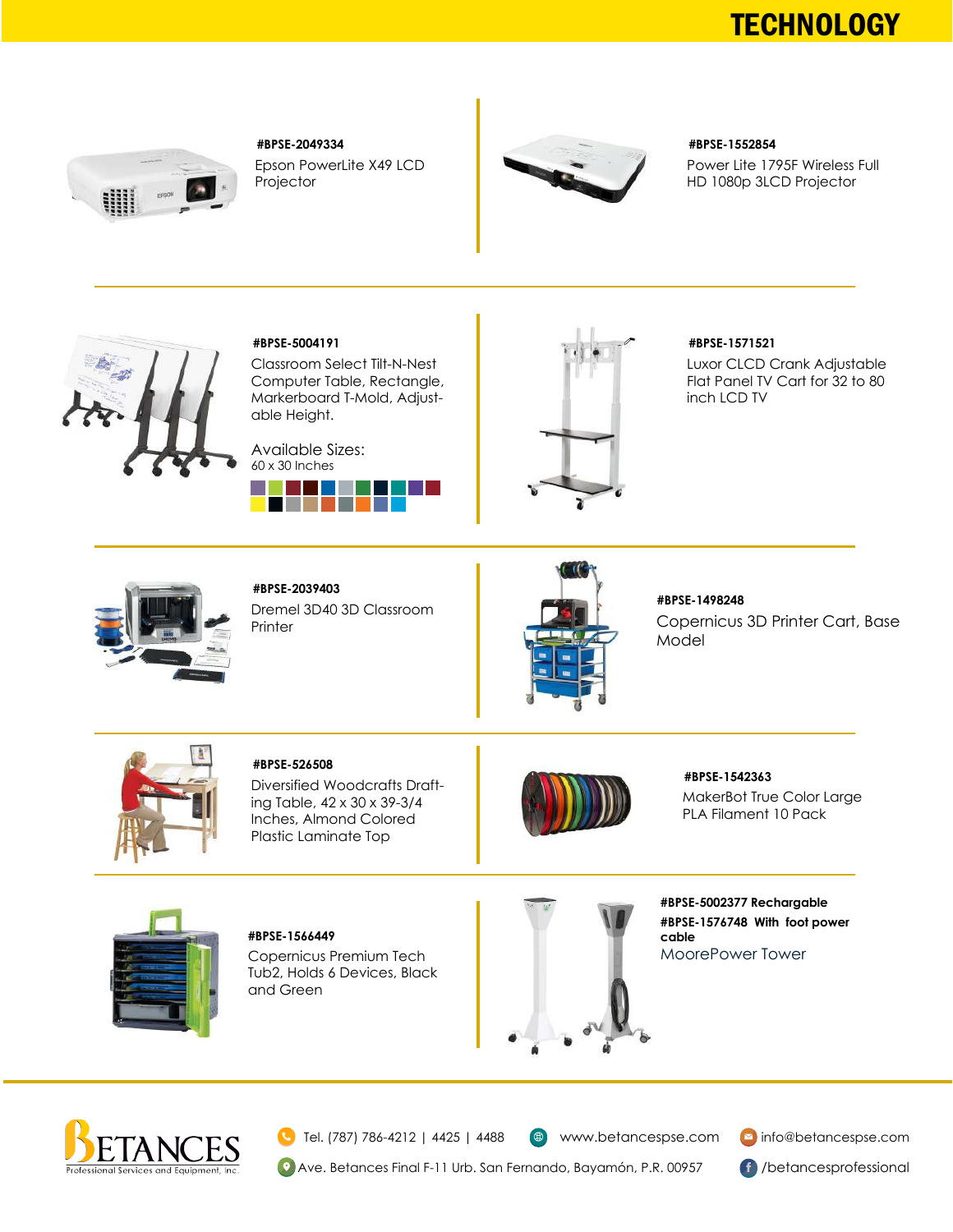# TECHNOLOGY

**#BPSE-2049334**
Epson PowerLite X49 LCD Projector

**#BPSE-1552854**
Power Lite 1795F Wireless Full HD 1080p 3LCD Projector

**#BPSE-5004191**
Classroom Select Tilt-N-Nest Computer Table, Rectangle, Markerboard T-Mold, Adjustable Height.

Available Sizes:
60 x 30 Inches

**#BPSE-1571521**
Luxor CLCD Crank Adjustable Flat Panel TV Cart for 32 to 80 inch LCD TV

**#BPSE-2039403**
Dremel 3D40 3D Classroom Printer

**#BPSE-1498248**
Copernicus 3D Printer Cart, Base Model

**#BPSE-526508**
Diversified Woodcrafts Drafting Table, 42 x 30 x 39-3/4 Inches, Almond Colored Plastic Laminate Top

**#BPSE-1542363**
MakerBot True Color Large PLA Filament 10 Pack

**#BPSE-1566449**
Copernicus Premium Tech Tub2, Holds 6 Devices, Black and Green

**#BPSE-5002377 Rechargable**
**#BPSE-1576748 With foot power cable**
MoorePower Tower

BETANCES Professional Services and Equipment, Inc.

Tel. (787) 786-4212 | 4425 | 4488 www.betancespse.com info@betancespse.com
Ave. Betances Final F-11 Urb. San Fernando, Bayamón, P.R. 00957 /betancesprofessional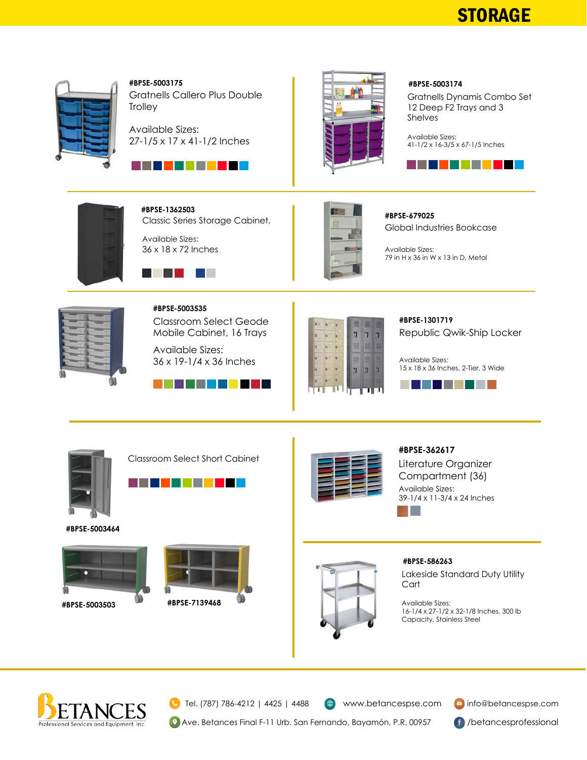# STORAGE

**#BPSE-5003175**

Gratnells Callero Plus Double Trolley

Available Sizes:
27-1/5 x 17 x 41-1/2 Inches

**#BPSE-5003174**

Gratnells Dynamis Combo Set 12 Deep F2 Trays and 3 Shelves

Available Sizes:
41-1/2 x 16-3/5 x 67-1/5 Inches

**#BPSE-1362503**

Classic Series Storage Cabinet,

Available Sizes:
36 x 18 x 72 Inches

**#BPSE-679025**

Global Industries Bookcase

Available Sizes:
79 in H x 36 in W x 13 in D, Metal

**#BPSE-5003535**

Classroom Select Geode Mobile Cabinet, 16 Trays

Available Sizes:
36 x 19-1/4 x 36 Inches

**#BPSE-1301719**

Republic Qwik-Ship Locker

Available Sizes:
15 x 18 x 36 Inches, 2-Tier, 3 Wide

Classroom Select Short Cabinet

**#BPSE-5003464**

**#BPSE-5003503**

**#BPSE-7139468**

**#BPSE-362617**

Literature Organizer Compartment (36)

Available Sizes:
39-1/4 x 11-3/4 x 24 Inches

**#BPSE-586263**

Lakeside Standard Duty Utility Cart

Available Sizes:
16-1/4 x 27-1/2 x 32-1/8 Inches, 300 lb Capacity, Stainless Steel

BETANCES Professional Services and Equipment, Inc.

Tel. (787) 786-4212 | 4425 | 4488

www.betancespse.com

info@betancespse.com

Ave. Betances Final F-11 Urb. San Fernando, Bayamón, P.R. 00957

/betancesprofessional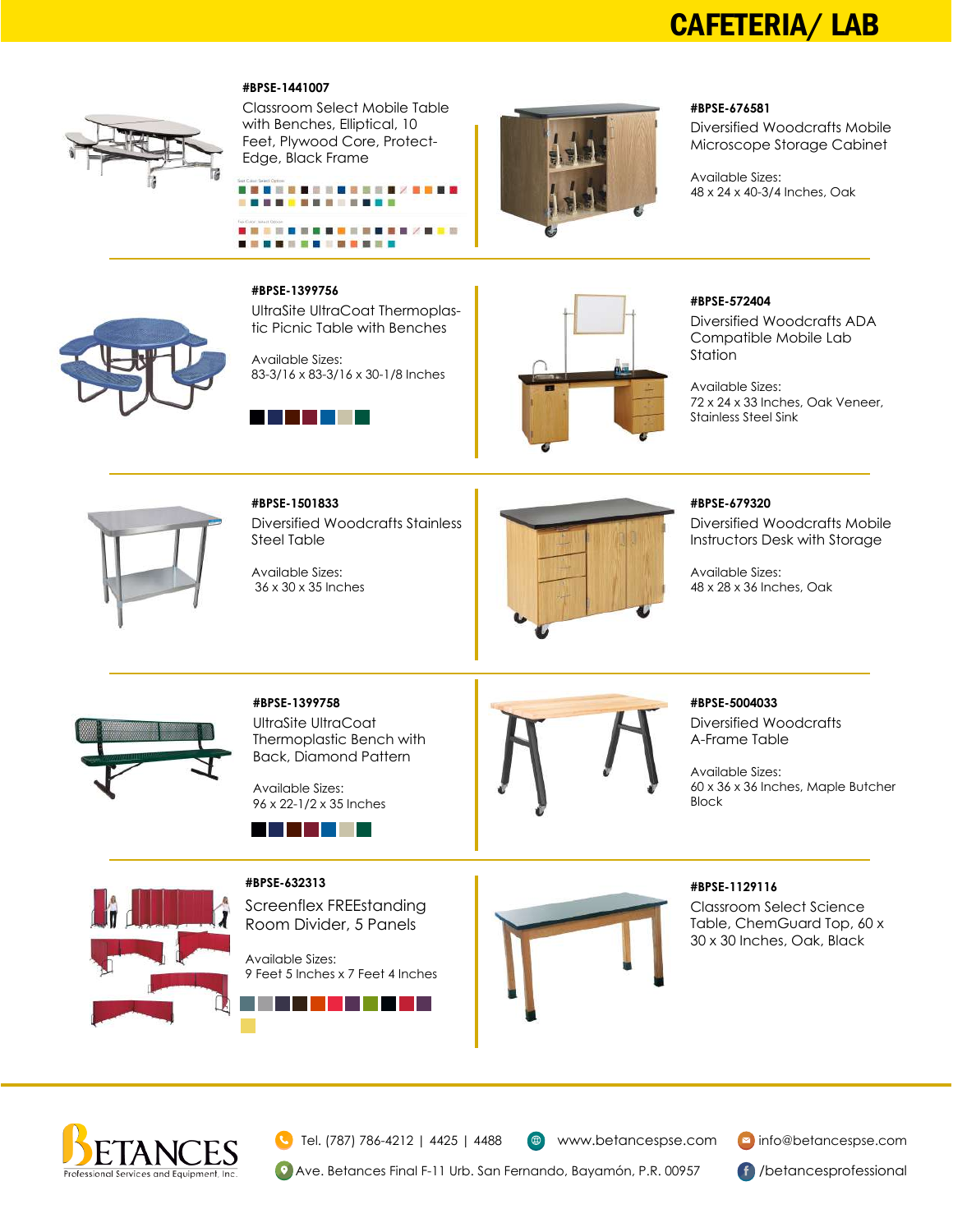# CAFETERIA/ LAB

**#BPSE-1441007**

Classroom Select Mobile Table with Benches, Elliptical, 10 Feet, Plywood Core, Protect-Edge, Black Frame

**#BPSE-676581**

Diversified Woodcrafts Mobile Microscope Storage Cabinet

Available Sizes:
48 x 24 x 40-3/4 Inches, Oak

**#BPSE-1399756**

UltraSite UltraCoat Thermoplastic Picnic Table with Benches

Available Sizes:
83-3/16 x 83-3/16 x 30-1/8 Inches

**#BPSE-572404**

Diversified Woodcrafts ADA Compatible Mobile Lab Station

Available Sizes:
72 x 24 x 33 Inches, Oak Veneer, Stainless Steel Sink

**#BPSE-1501833**

Diversified Woodcrafts Stainless Steel Table

Available Sizes:
36 x 30 x 35 Inches

**#BPSE-679320**

Diversified Woodcrafts Mobile Instructors Desk with Storage

Available Sizes:
48 x 28 x 36 Inches, Oak

**#BPSE-1399758**

UltraSite UltraCoat Thermoplastic Bench with Back, Diamond Pattern

Available Sizes:
96 x 22-1/2 x 35 Inches

**#BPSE-5004033**

Diversified Woodcrafts A-Frame Table

Available Sizes:
60 x 36 x 36 Inches, Maple Butcher Block

**#BPSE-632313**

Screenflex FREEstanding Room Divider, 5 Panels

Available Sizes:
9 Feet 5 Inches x 7 Feet 4 Inches

**#BPSE-1129116**

Classroom Select Science Table, ChemGuard Top, 60 x 30 x 30 Inches, Oak, Black

BETANCES Professional Services and Equipment, Inc.

Tel. (787) 786-4212 | 4425 | 4488

www.betancespse.com

info@betancespse.com

Ave. Betances Final F-11 Urb. San Fernando, Bayamón, P.R. 00957

/betancesprofessional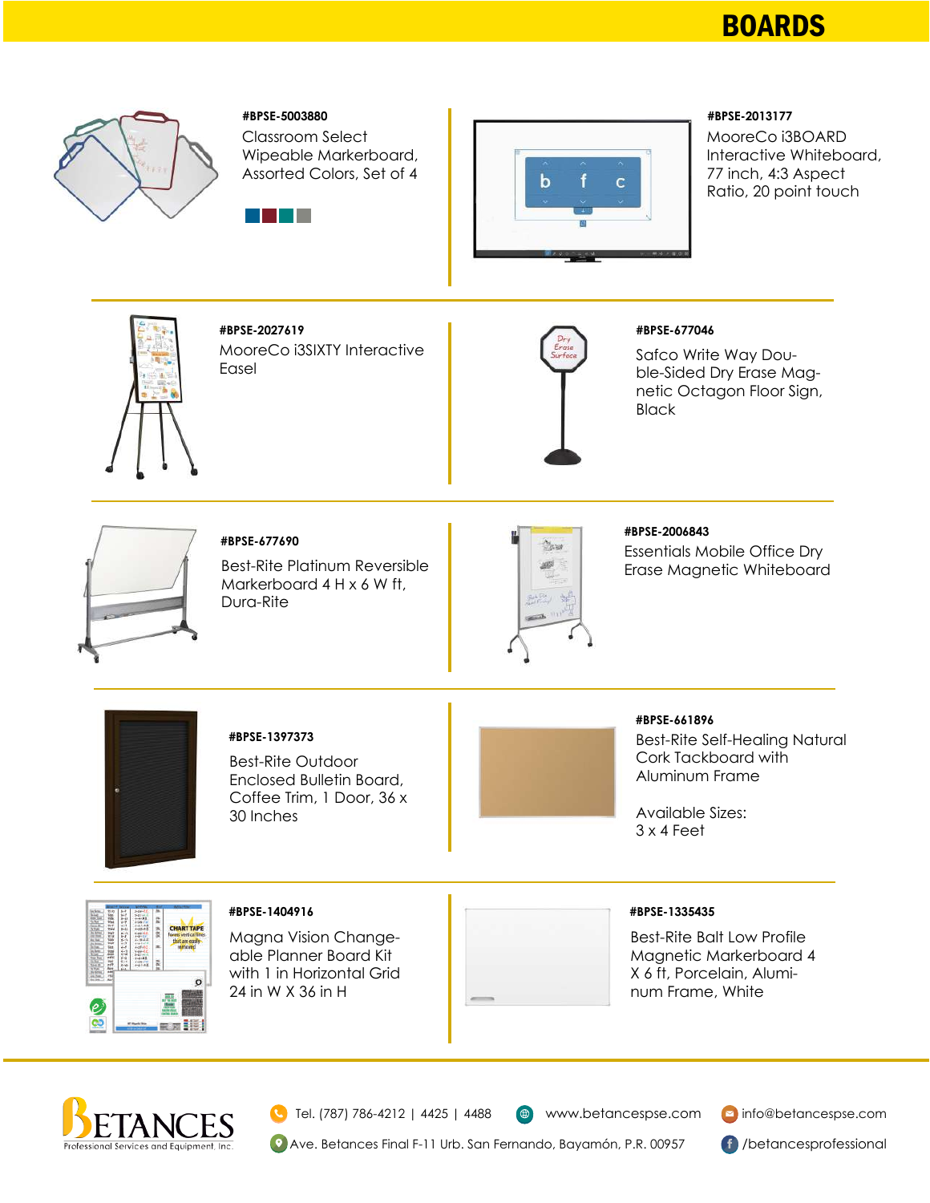# BOARDS

**#BPSE-5003880**
Classroom Select Wipeable Markerboard, Assorted Colors, Set of 4

**#BPSE-2013177**
MooreCo i3BOARD Interactive Whiteboard, 77 inch, 4:3 Aspect Ratio, 20 point touch

**#BPSE-2027619**
MooreCo i3SIXTY Interactive Easel

**#BPSE-677046**
Safco Write Way Double-Sided Dry Erase Magnetic Octagon Floor Sign, Black

**#BPSE-677690**
Best-Rite Platinum Reversible Markerboard 4 H x 6 W ft, Dura-Rite

**#BPSE-2006843**
Essentials Mobile Office Dry Erase Magnetic Whiteboard

**#BPSE-1397373**
Best-Rite Outdoor Enclosed Bulletin Board, Coffee Trim, 1 Door, 36 x 30 Inches

**#BPSE-661896**
Best-Rite Self-Healing Natural Cork Tackboard with Aluminum Frame

Available Sizes:
3 x 4 Feet

**#BPSE-1404916**
Magna Vision Changeable Planner Board Kit with 1 in Horizontal Grid 24 in W X 36 in H

**#BPSE-1335435**
Best-Rite Balt Low Profile Magnetic Markerboard 4 X 6 ft, Porcelain, Aluminum Frame, White

BETANCES Professional Services and Equipment, Inc.

Tel. (787) 786-4212 | 4425 | 4488
www.betancespse.com
info@betancespse.com
Ave. Betances Final F-11 Urb. San Fernando, Bayamón, P.R. 00957
/betancesprofessional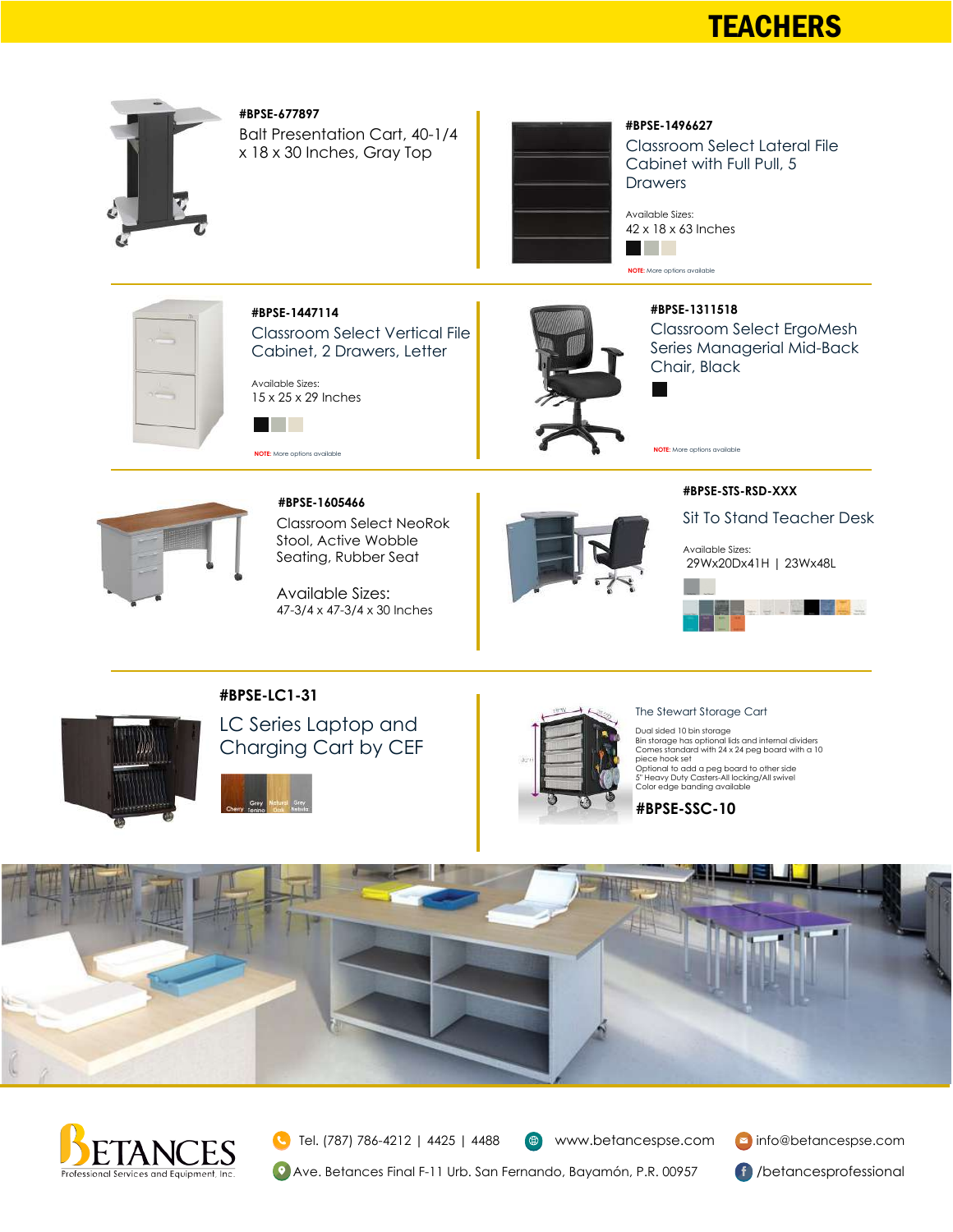# TEACHERS

**#BPSE-677897**

Balt Presentation Cart, 40-1/4 x 18 x 30 Inches, Gray Top

**#BPSE-1496627**

Classroom Select Lateral File Cabinet with Full Pull, 5 Drawers

Available Sizes:
42 x 18 x 63 Inches

**NOTE:** More options available

**#BPSE-1447114**

Classroom Select Vertical File Cabinet, 2 Drawers, Letter

Available Sizes:
15 x 25 x 29 Inches

**NOTE:** More options available

**#BPSE-1311518**

Classroom Select ErgoMesh Series Managerial Mid-Back Chair, Black

**NOTE:** More options available

**#BPSE-1605466**

Classroom Select NeoRok Stool, Active Wobble Seating, Rubber Seat

Available Sizes:
47-3/4 x 47-3/4 x 30 Inches

**#BPSE-STS-RSD-XXX**

Sit To Stand Teacher Desk

Available Sizes:
29Wx20Dx41H | 23Wx48L

**#BPSE-LC1-31**

LC Series Laptop and Charging Cart by CEF

Cherry | Grey Tenino | Natural Oak | Grey Nebula

The Stewart Storage Cart

- Dual sided 10 bin storage
- Bin storage has optional lids and internal dividers
- Comes standard with 24 x 24 peg board with a 10 piece hook set
- Optional to add a peg board to other side
- 5" Heavy Duty Casters-All locking/All swivel
- Color edge banding available

**#BPSE-SSC-10**

BETANCES Professional Services and Equipment, Inc.

Tel. (787) 786-4212 | 4425 | 4488

www.betancespse.com

info@betancespse.com

Ave. Betances Final F-11 Urb. San Fernando, Bayamón, P.R. 00957

/betancesprofessional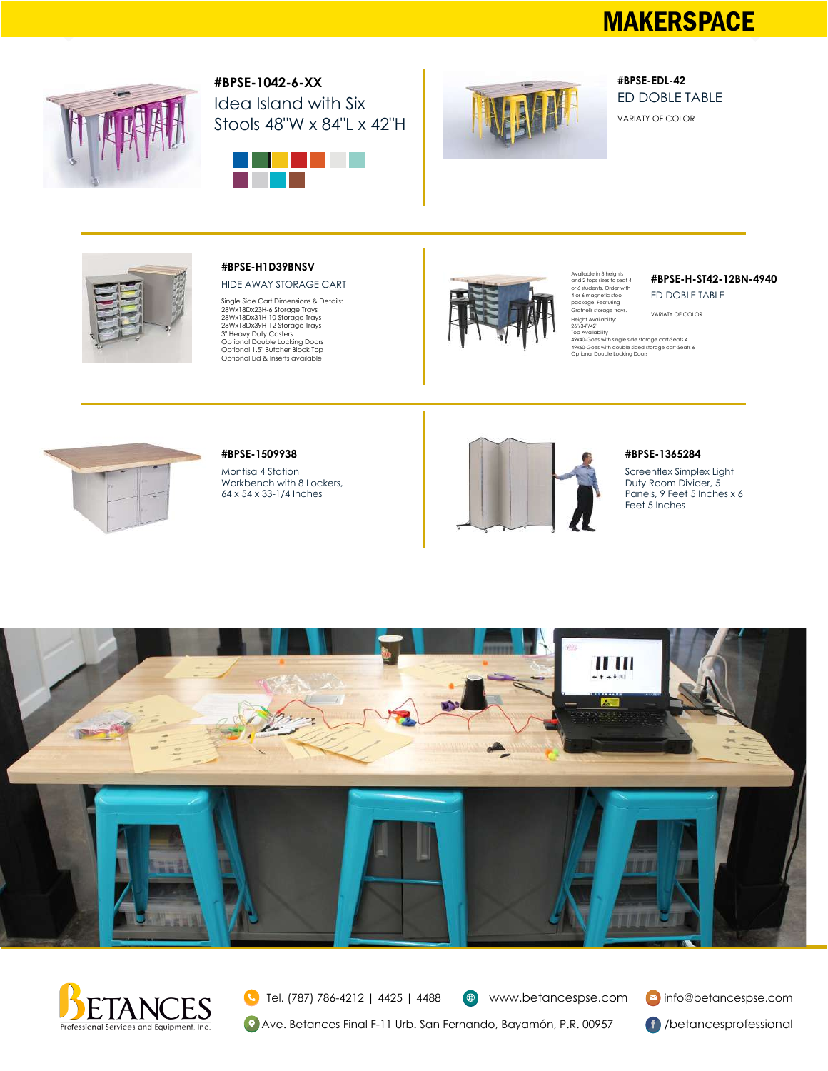# MAKERSPACE

**#BPSE-1042-6-XX**

Idea Island with Six Stools 48"W x 84"L x 42"H

**#BPSE-EDL-42**

ED DOBLE TABLE

VARIATY OF COLOR

**#BPSE-H1D39BNSV**

HIDE AWAY STORAGE CART

Single Side Cart Dimensions & Details:
28Wx18Dx23H-6 Storage Trays
28Wx18Dx31H-10 Storage Trays
28Wx18Dx39H-12 Storage Trays
3" Heavy Duty Casters
Optional Double Locking Doors
Optional 1.5" Butcher Block Top
Optional Lid & Inserts available

**#BPSE-H-ST42-12BN-4940**

ED DOBLE TABLE

VARIATY OF COLOR

Available in 3 heights and 2 tops sizes to seat 4 or 6 students. Order with 4 or 6 magnetic stool package. Featuring Gratnells storage trays.
Height Availability:
26"/34"/42"
Top Availability
49x40-Goes with single side storage cart-Seats 4
49x60-Goes with double sided storage cart-Seats 6
Optional Double Locking Doors

**#BPSE-1509938**

Montisa 4 Station Workbench with 8 Lockers, 64 x 54 x 33-1/4 Inches

**#BPSE-1365284**

Screenflex Simplex Light Duty Room Divider, 5 Panels, 9 Feet 5 Inches x 6 Feet 5 Inches

BETANCES Professional Services and Equipment, Inc.

Tel. (787) 786-4212 | 4425 | 4488 www.betancespse.com info@betancespse.com

Ave. Betances Final F-11 Urb. San Fernando, Bayamón, P.R. 00957 /betancesprofessional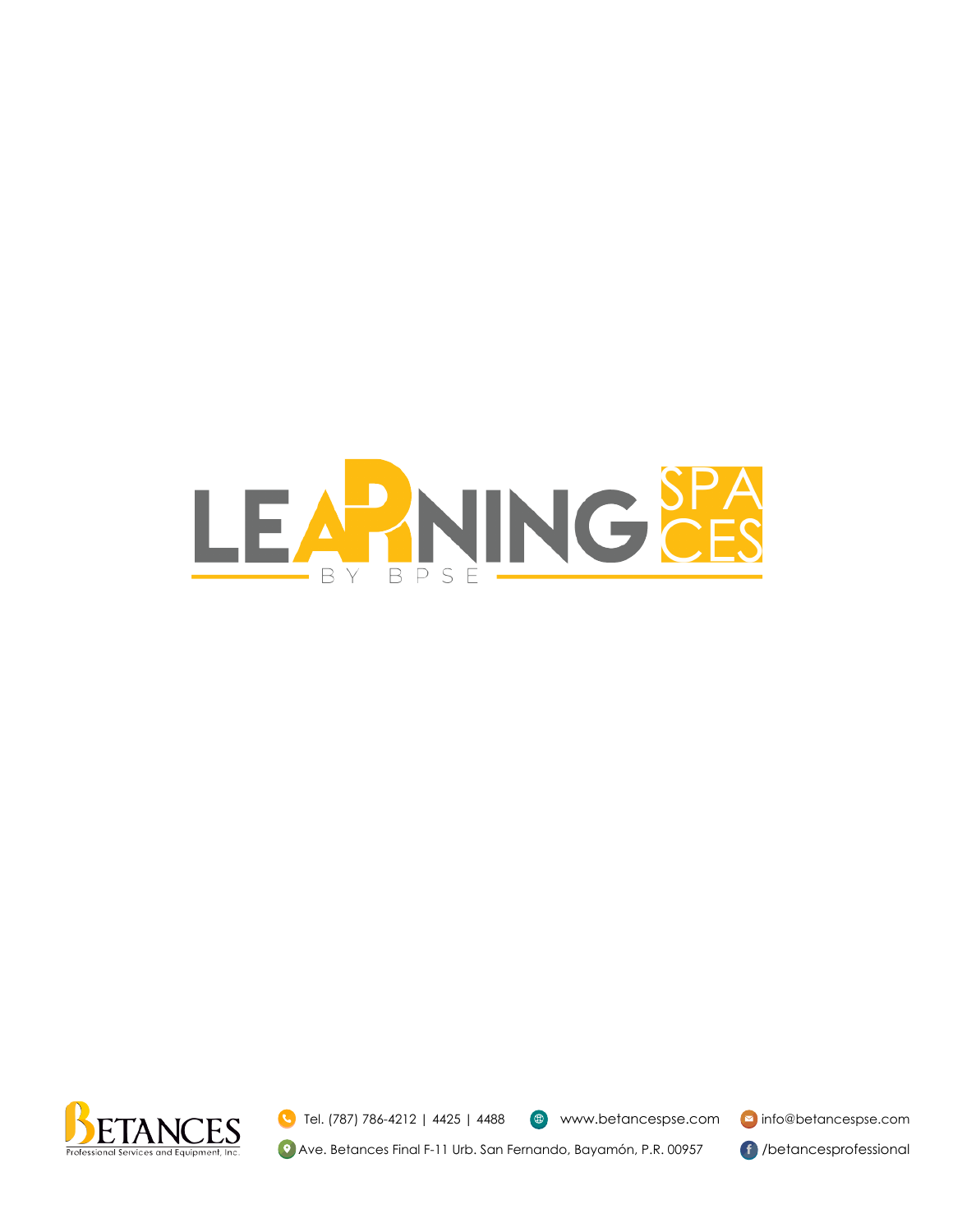LEARNING SPACES

BY BPSE

BETANCES Professional Services and Equipment, Inc.

Tel. (787) 786-4212 | 4425 | 4488

www.betancespse.com

info@betancespse.com

Ave. Betances Final F-11 Urb. San Fernando, Bayamón, P.R. 00957

/betancesprofessional